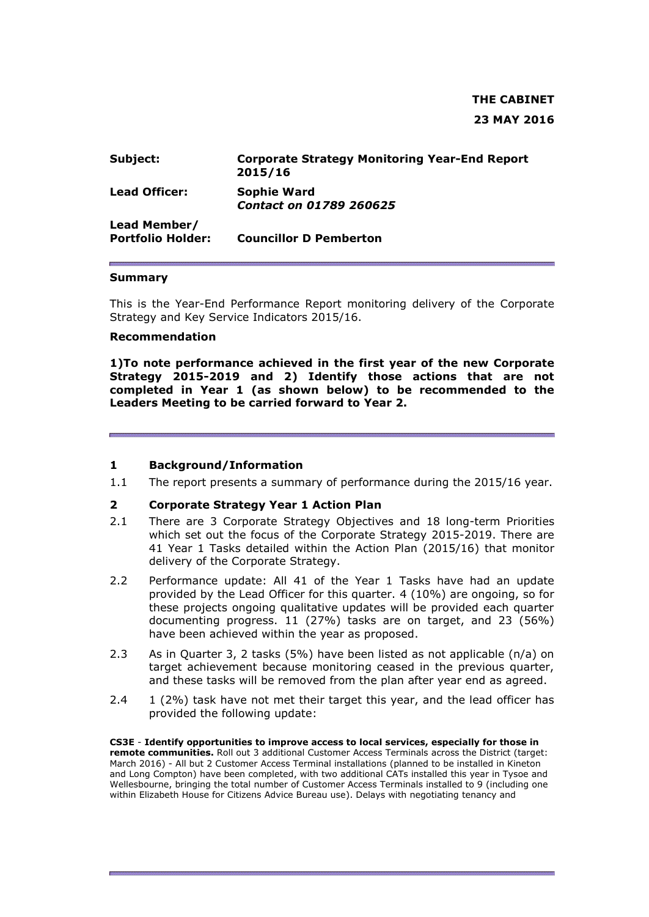**THE CABINET**

**23 MAY 2016**

| | |
|---|---|
| **Subject:** | **Corporate Strategy Monitoring Year-End Report 2015/16** |
| **Lead Officer:** | **Sophie Ward** <br> ***Contact on 01789 260625*** |
| **Lead Member/ Portfolio Holder:** | **Councillor D Pemberton** |

**Summary**

This is the Year-End Performance Report monitoring delivery of the Corporate Strategy and Key Service Indicators 2015/16.

**Recommendation**

**1)To note performance achieved in the first year of the new Corporate Strategy 2015-2019 and 2) Identify those actions that are not completed in Year 1 (as shown below) to be recommended to the Leaders Meeting to be carried forward to Year 2.**

## 1 Background/Information

1.1 The report presents a summary of performance during the 2015/16 year.

## 2 Corporate Strategy Year 1 Action Plan

2.1 There are 3 Corporate Strategy Objectives and 18 long-term Priorities which set out the focus of the Corporate Strategy 2015-2019. There are 41 Year 1 Tasks detailed within the Action Plan (2015/16) that monitor delivery of the Corporate Strategy.

2.2 Performance update: All 41 of the Year 1 Tasks have had an update provided by the Lead Officer for this quarter. 4 (10%) are ongoing, so for these projects ongoing qualitative updates will be provided each quarter documenting progress. 11 (27%) tasks are on target, and 23 (56%) have been achieved within the year as proposed.

2.3 As in Quarter 3, 2 tasks (5%) have been listed as not applicable (n/a) on target achievement because monitoring ceased in the previous quarter, and these tasks will be removed from the plan after year end as agreed.

2.4 1 (2%) task have not met their target this year, and the lead officer has provided the following update:

**CS3E** - **Identify opportunities to improve access to local services, especially for those in remote communities.** Roll out 3 additional Customer Access Terminals across the District (target: March 2016) - All but 2 Customer Access Terminal installations (planned to be installed in Kineton and Long Compton) have been completed, with two additional CATs installed this year in Tysoe and Wellesbourne, bringing the total number of Customer Access Terminals installed to 9 (including one within Elizabeth House for Citizens Advice Bureau use). Delays with negotiating tenancy and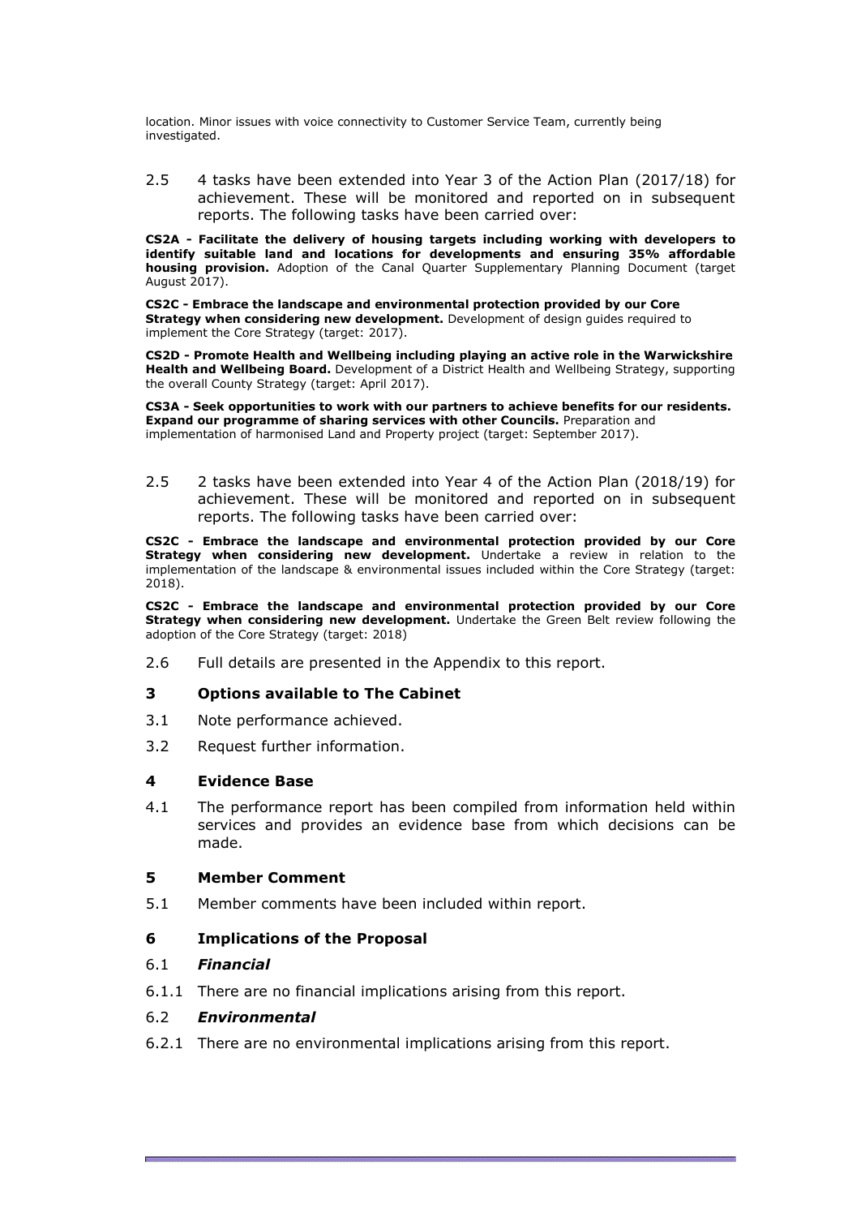location. Minor issues with voice connectivity to Customer Service Team, currently being investigated.

2.5 4 tasks have been extended into Year 3 of the Action Plan (2017/18) for achievement. These will be monitored and reported on in subsequent reports. The following tasks have been carried over:

**CS2A - Facilitate the delivery of housing targets including working with developers to identify suitable land and locations for developments and ensuring 35% affordable housing provision.** Adoption of the Canal Quarter Supplementary Planning Document (target August 2017).

**CS2C - Embrace the landscape and environmental protection provided by our Core Strategy when considering new development.** Development of design guides required to implement the Core Strategy (target: 2017).

**CS2D - Promote Health and Wellbeing including playing an active role in the Warwickshire Health and Wellbeing Board.** Development of a District Health and Wellbeing Strategy, supporting the overall County Strategy (target: April 2017).

**CS3A - Seek opportunities to work with our partners to achieve benefits for our residents. Expand our programme of sharing services with other Councils.** Preparation and implementation of harmonised Land and Property project (target: September 2017).

2.5 2 tasks have been extended into Year 4 of the Action Plan (2018/19) for achievement. These will be monitored and reported on in subsequent reports. The following tasks have been carried over:

**CS2C - Embrace the landscape and environmental protection provided by our Core Strategy when considering new development.** Undertake a review in relation to the implementation of the landscape & environmental issues included within the Core Strategy (target: 2018).

**CS2C - Embrace the landscape and environmental protection provided by our Core Strategy when considering new development.** Undertake the Green Belt review following the adoption of the Core Strategy (target: 2018)

2.6 Full details are presented in the Appendix to this report.

## 3 Options available to The Cabinet

3.1 Note performance achieved.

3.2 Request further information.

## 4 Evidence Base

4.1 The performance report has been compiled from information held within services and provides an evidence base from which decisions can be made.

## 5 Member Comment

5.1 Member comments have been included within report.

## 6 Implications of the Proposal

### 6.1 *Financial*

6.1.1 There are no financial implications arising from this report.

### 6.2 *Environmental*

6.2.1 There are no environmental implications arising from this report.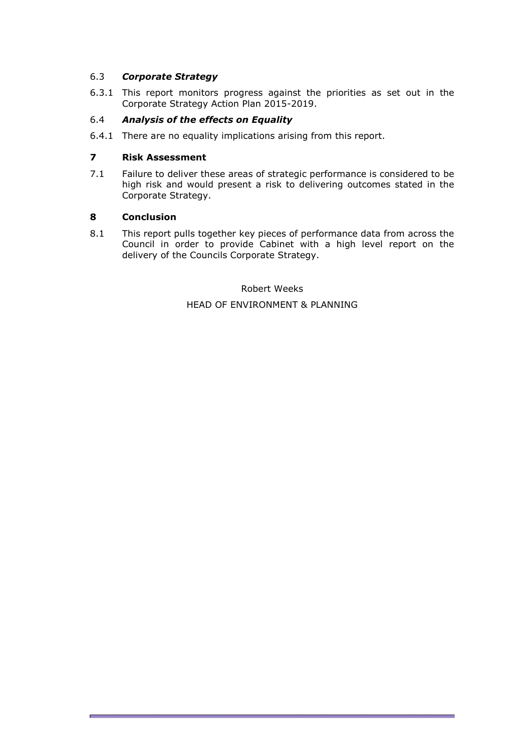### 6.3 *Corporate Strategy*

6.3.1 This report monitors progress against the priorities as set out in the Corporate Strategy Action Plan 2015-2019.

### 6.4 *Analysis of the effects on Equality*

6.4.1 There are no equality implications arising from this report.

## 7 Risk Assessment

7.1 Failure to deliver these areas of strategic performance is considered to be high risk and would present a risk to delivering outcomes stated in the Corporate Strategy.

## 8 Conclusion

8.1 This report pulls together key pieces of performance data from across the Council in order to provide Cabinet with a high level report on the delivery of the Councils Corporate Strategy.

Robert Weeks

HEAD OF ENVIRONMENT & PLANNING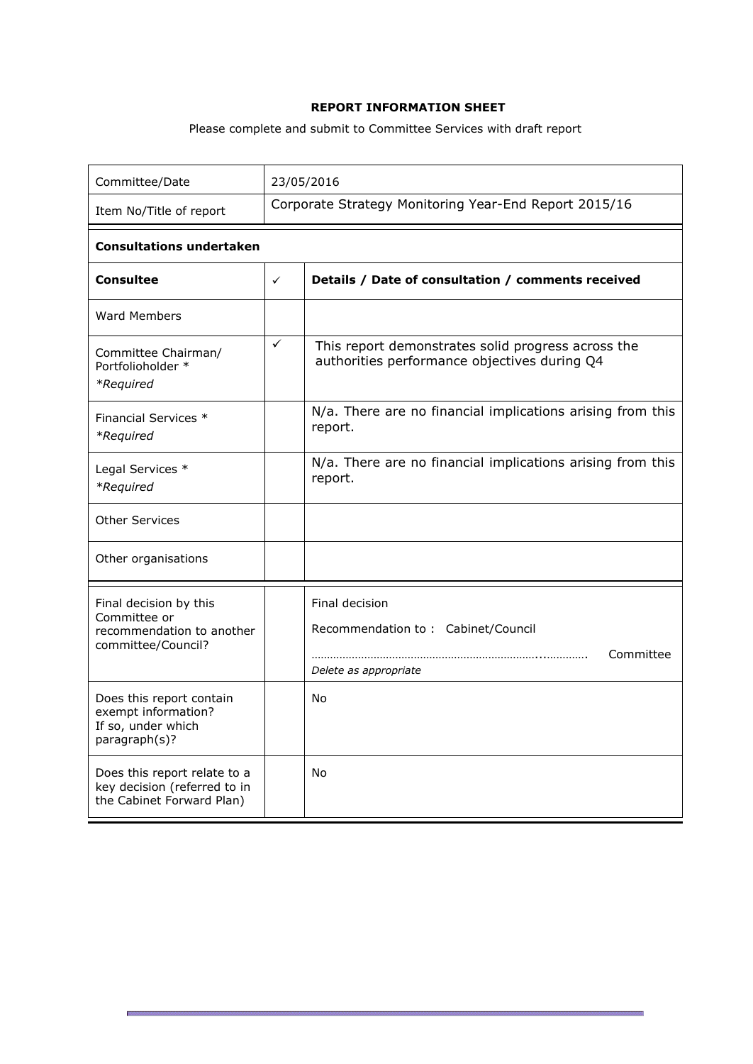**REPORT INFORMATION SHEET**

Please complete and submit to Committee Services with draft report

| | | |
|---|---|---|
| Committee/Date | 23/05/2016 | |
| Item No/Title of report | Corporate Strategy Monitoring Year-End Report 2015/16 | |
| **Consultations undertaken** | | |
| **Consultee** | ✓ | **Details / Date of consultation / comments received** |
| Ward Members | | |
| Committee Chairman/ Portfolioholder * *\*Required* | ✓ | This report demonstrates solid progress across the authorities performance objectives during Q4 |
| Financial Services * *\*Required* | | N/a. There are no financial implications arising from this report. |
| Legal Services * *\*Required* | | N/a. There are no financial implications arising from this report. |
| Other Services | | |
| Other organisations | | |
| Final decision by this Committee or recommendation to another committee/Council? | | Final decision<br>Recommendation to : Cabinet/Council<br>……………………………………………………………..…………. Committee<br>*Delete as appropriate* |
| Does this report contain exempt information? If so, under which paragraph(s)? | | No |
| Does this report relate to a key decision (referred to in the Cabinet Forward Plan) | | No |